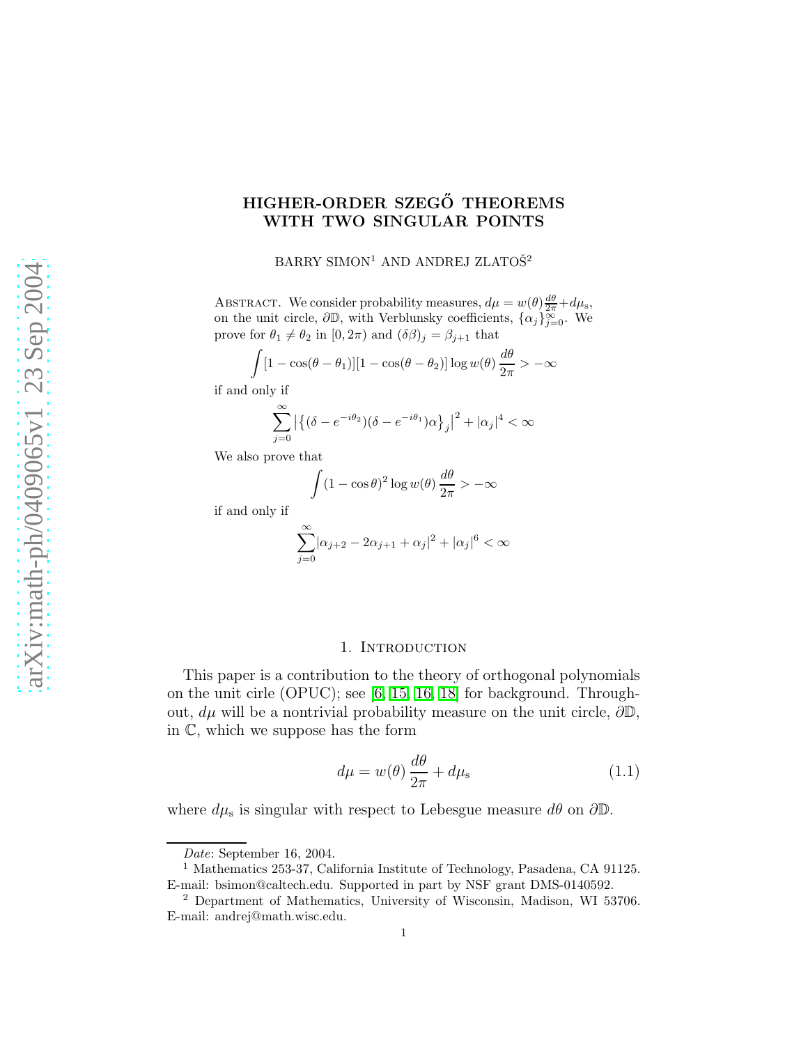# HIGHER-ORDER SZEGŐ THEOREMS WITH TWO SINGULAR POINTS

BARRY SIMON[1] AND ANDREJ ZLATOŠ[2]

Abstract. We consider probability measures, $d\mu = w(\theta)\frac{d\theta}{2\pi} + d\mu_\mathrm{s}$, on the unit circle, $\partial\mathbb{D}$, with Verblunsky coefficients, $\{\alpha_j\}_{j=0}^\infty$. We prove for $\theta_1 \neq \theta_2$ in $[0, 2\pi)$ and $(\delta\beta)_j = \beta_{j+1}$ that

$$\int [1 - \cos(\theta - \theta_1)][1 - \cos(\theta - \theta_2)] \log w(\theta) \, \frac{d\theta}{2\pi} > -\infty$$

if and only if

$$\sum_{j=0}^\infty \big|\{(\delta - e^{-i\theta_2})(\delta - e^{-i\theta_1})\alpha\}_j\big|^2 + |\alpha_j|^4 < \infty$$

We also prove that

$$\int (1 - \cos\theta)^2 \log w(\theta) \, \frac{d\theta}{2\pi} > -\infty$$

if and only if

$$\sum_{j=0}^\infty |\alpha_{j+2} - 2\alpha_{j+1} + \alpha_j|^2 + |\alpha_j|^6 < \infty$$

## 1. Introduction

This paper is a contribution to the theory of orthogonal polynomials on the unit cirle (OPUC); see [6, 15, 16, 18] for background. Throughout, $d\mu$ will be a nontrivial probability measure on the unit circle, $\partial\mathbb{D}$, in $\mathbb{C}$, which we suppose has the form

$$d\mu = w(\theta) \, \frac{d\theta}{2\pi} + d\mu_\mathrm{s} \tag{1.1}$$

where $d\mu_\mathrm{s}$ is singular with respect to Lebesgue measure $d\theta$ on $\partial\mathbb{D}$.

---

*Date*: September 16, 2004.

[1] Mathematics 253-37, California Institute of Technology, Pasadena, CA 91125. E-mail: bsimon@caltech.edu. Supported in part by NSF grant DMS-0140592.

[2] Department of Mathematics, University of Wisconsin, Madison, WI 53706. E-mail: andrej@math.wisc.edu.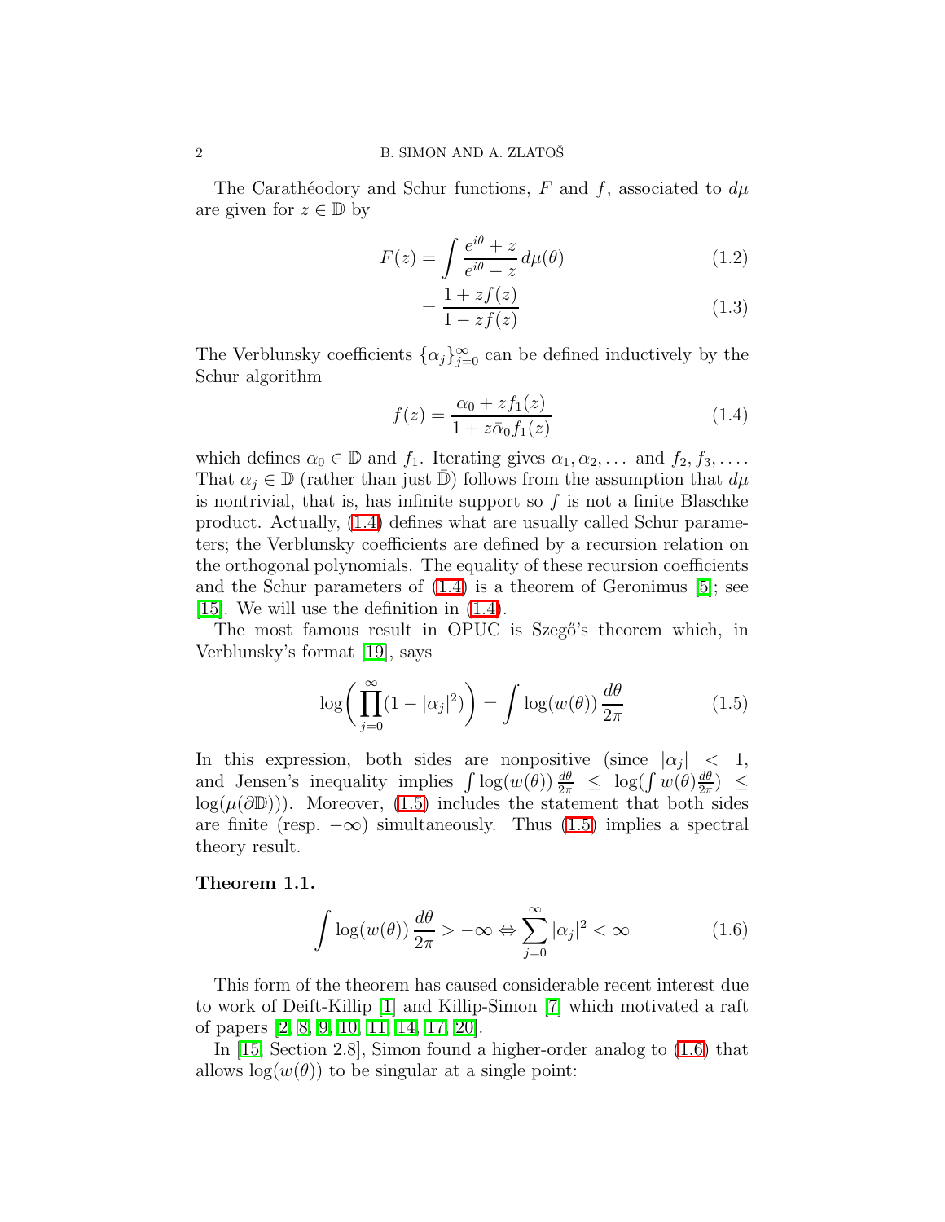The Carathéodory and Schur functions, $F$ and $f$, associated to $d\mu$ are given for $z \in \mathbb{D}$ by

$$F(z) = \int \frac{e^{i\theta} + z}{e^{i\theta} - z}\, d\mu(\theta) \tag{1.2}$$

$$= \frac{1 + zf(z)}{1 - zf(z)} \tag{1.3}$$

The Verblunsky coefficients $\{\alpha_j\}_{j=0}^\infty$ can be defined inductively by the Schur algorithm

$$f(z) = \frac{\alpha_0 + zf_1(z)}{1 + z\bar{\alpha}_0 f_1(z)} \tag{1.4}$$

which defines $\alpha_0 \in \mathbb{D}$ and $f_1$. Iterating gives $\alpha_1, \alpha_2, \dots$ and $f_2, f_3, \dots$. That $\alpha_j \in \mathbb{D}$ (rather than just $\bar{\mathbb{D}}$) follows from the assumption that $d\mu$ is nontrivial, that is, has infinite support so $f$ is not a finite Blaschke product. Actually, (1.4) defines what are usually called Schur parameters; the Verblunsky coefficients are defined by a recursion relation on the orthogonal polynomials. The equality of these recursion coefficients and the Schur parameters of (1.4) is a theorem of Geronimus [5]; see [15]. We will use the definition in (1.4).

The most famous result in OPUC is Szegő's theorem which, in Verblunsky's format [19], says

$$\log\biggl(\prod_{j=0}^\infty (1 - |\alpha_j|^2)\biggr) = \int \log(w(\theta))\, \frac{d\theta}{2\pi} \tag{1.5}$$

In this expression, both sides are nonpositive (since $|\alpha_j| < 1$, and Jensen's inequality implies $\int \log(w(\theta)) \frac{d\theta}{2\pi} \leq \log(\int w(\theta) \frac{d\theta}{2\pi}) \leq \log(\mu(\partial\mathbb{D}))$). Moreover, (1.5) includes the statement that both sides are finite (resp. $-\infty$) simultaneously. Thus (1.5) implies a spectral theory result.

**Theorem 1.1.**

$$\int \log(w(\theta))\, \frac{d\theta}{2\pi} > -\infty \Leftrightarrow \sum_{j=0}^\infty |\alpha_j|^2 < \infty \tag{1.6}$$

This form of the theorem has caused considerable recent interest due to work of Deift-Killip [1] and Killip-Simon [7] which motivated a raft of papers [2, 8, 9, 10, 11, 14, 17, 20].

In [15, Section 2.8], Simon found a higher-order analog to (1.6) that allows $\log(w(\theta))$ to be singular at a single point: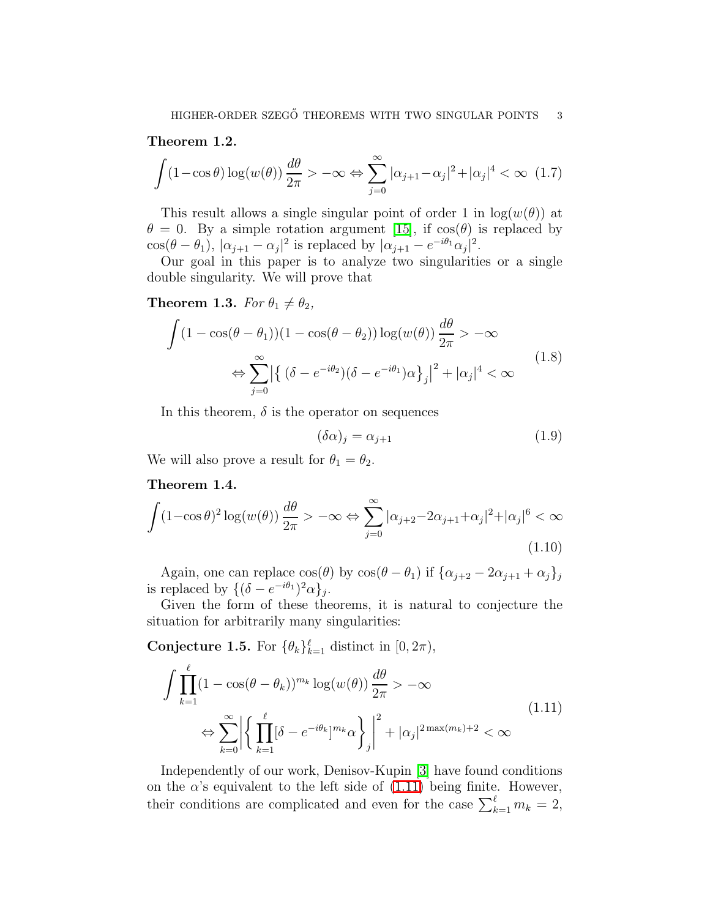**Theorem 1.2.**

$$\int (1-\cos\theta)\log(w(\theta))\,\frac{d\theta}{2\pi} > -\infty \Leftrightarrow \sum_{j=0}^{\infty} |\alpha_{j+1}-\alpha_j|^2+|\alpha_j|^4 < \infty \tag{1.7}$$

This result allows a single singular point of order 1 in $\log(w(\theta))$ at $\theta = 0$. By a simple rotation argument [15], if $\cos(\theta)$ is replaced by $\cos(\theta - \theta_1)$, $|\alpha_{j+1} - \alpha_j|^2$ is replaced by $|\alpha_{j+1} - e^{-i\theta_1}\alpha_j|^2$.

Our goal in this paper is to analyze two singularities or a single double singularity. We will prove that

**Theorem 1.3.** *For $\theta_1 \neq \theta_2$,*

$$\begin{aligned} \int (1-\cos(\theta-\theta_1))(1-\cos(\theta-\theta_2))\log(w(\theta))\,\frac{d\theta}{2\pi} > -\infty \\ \Leftrightarrow \sum_{j=0}^{\infty} \left|\left\{\,(\delta - e^{-i\theta_2})(\delta - e^{-i\theta_1})\alpha\right\}_j\right|^2 + |\alpha_j|^4 < \infty \end{aligned} \tag{1.8}$$

In this theorem, $\delta$ is the operator on sequences

$$(\delta\alpha)_j = \alpha_{j+1} \tag{1.9}$$

We will also prove a result for $\theta_1 = \theta_2$.

**Theorem 1.4.**

$$\int (1-\cos\theta)^2\log(w(\theta))\,\frac{d\theta}{2\pi} > -\infty \Leftrightarrow \sum_{j=0}^{\infty} |\alpha_{j+2}-2\alpha_{j+1}+\alpha_j|^2+|\alpha_j|^6 < \infty \tag{1.10}$$

Again, one can replace $\cos(\theta)$ by $\cos(\theta - \theta_1)$ if $\{\alpha_{j+2} - 2\alpha_{j+1} + \alpha_j\}_j$ is replaced by $\{(\delta - e^{-i\theta_1})^2\alpha\}_j$.

Given the form of these theorems, it is natural to conjecture the situation for arbitrarily many singularities:

**Conjecture 1.5.** For $\{\theta_k\}_{k=1}^{\ell}$ distinct in $[0, 2\pi)$,

$$\begin{aligned} \int \prod_{k=1}^{\ell}(1-\cos(\theta-\theta_k))^{m_k}\log(w(\theta))\,\frac{d\theta}{2\pi} > -\infty \\ \Leftrightarrow \sum_{k=0}^{\infty} \left|\left\{\,\prod_{k=1}^{\ell}[\delta - e^{-i\theta_k}]^{m_k}\alpha\right\}_j\right|^2 + |\alpha_j|^{2\max(m_k)+2} < \infty \end{aligned} \tag{1.11}$$

Independently of our work, Denisov-Kupin [3] have found conditions on the $\alpha$'s equivalent to the left side of (1.11) being finite. However, their conditions are complicated and even for the case $\sum_{k=1}^{\ell} m_k = 2$,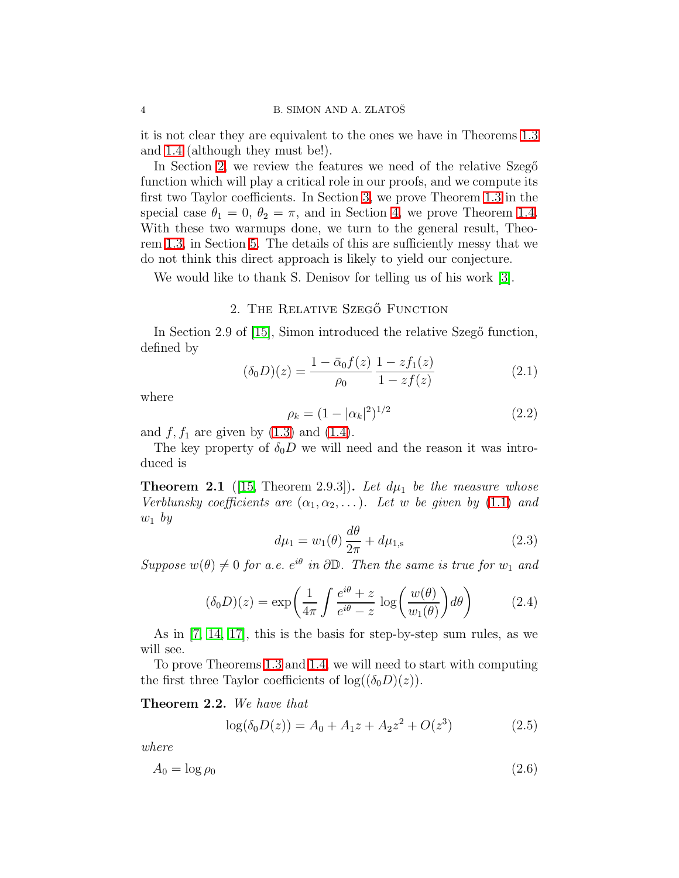it is not clear they are equivalent to the ones we have in Theorems 1.3 and 1.4 (although they must be!).

In Section 2, we review the features we need of the relative Szegő function which will play a critical role in our proofs, and we compute its first two Taylor coefficients. In Section 3, we prove Theorem 1.3 in the special case $\theta_1 = 0$, $\theta_2 = \pi$, and in Section 4, we prove Theorem 1.4. With these two warmups done, we turn to the general result, Theorem 1.3, in Section 5. The details of this are sufficiently messy that we do not think this direct approach is likely to yield our conjecture.

We would like to thank S. Denisov for telling us of his work [3].

## 2. The Relative Szegő Function

In Section 2.9 of [15], Simon introduced the relative Szegő function, defined by

$$(\delta_0 D)(z) = \frac{1 - \bar{\alpha}_0 f(z)}{\rho_0} \, \frac{1 - z f_1(z)}{1 - z f(z)} \tag{2.1}$$

where

$$\rho_k = (1 - |\alpha_k|^2)^{1/2} \tag{2.2}$$

and $f, f_1$ are given by (1.3) and (1.4).

The key property of $\delta_0 D$ we will need and the reason it was introduced is

**Theorem 2.1** ([15, Theorem 2.9.3])**.** *Let $d\mu_1$ be the measure whose Verblunsky coefficients are $(\alpha_1, \alpha_2, \dots)$. Let $w$ be given by (1.1) and $w_1$ by*

$$d\mu_1 = w_1(\theta) \, \frac{d\theta}{2\pi} + d\mu_{1,\mathrm{s}} \tag{2.3}$$

*Suppose $w(\theta) \neq 0$ for a.e. $e^{i\theta}$ in $\partial\mathbb{D}$. Then the same is true for $w_1$ and*

$$(\delta_0 D)(z) = \exp\biggl( \frac{1}{4\pi} \int \frac{e^{i\theta} + z}{e^{i\theta} - z} \, \log\biggl( \frac{w(\theta)}{w_1(\theta)} \biggr) d\theta \biggr) \tag{2.4}$$

As in [7, 14, 17], this is the basis for step-by-step sum rules, as we will see.

To prove Theorems 1.3 and 1.4, we will need to start with computing the first three Taylor coefficients of $\log((\delta_0 D)(z))$.

**Theorem 2.2.** *We have that*

$$\log(\delta_0 D(z)) = A_0 + A_1 z + A_2 z^2 + O(z^3) \tag{2.5}$$

*where*

$$A_0 = \log \rho_0 \tag{2.6}$$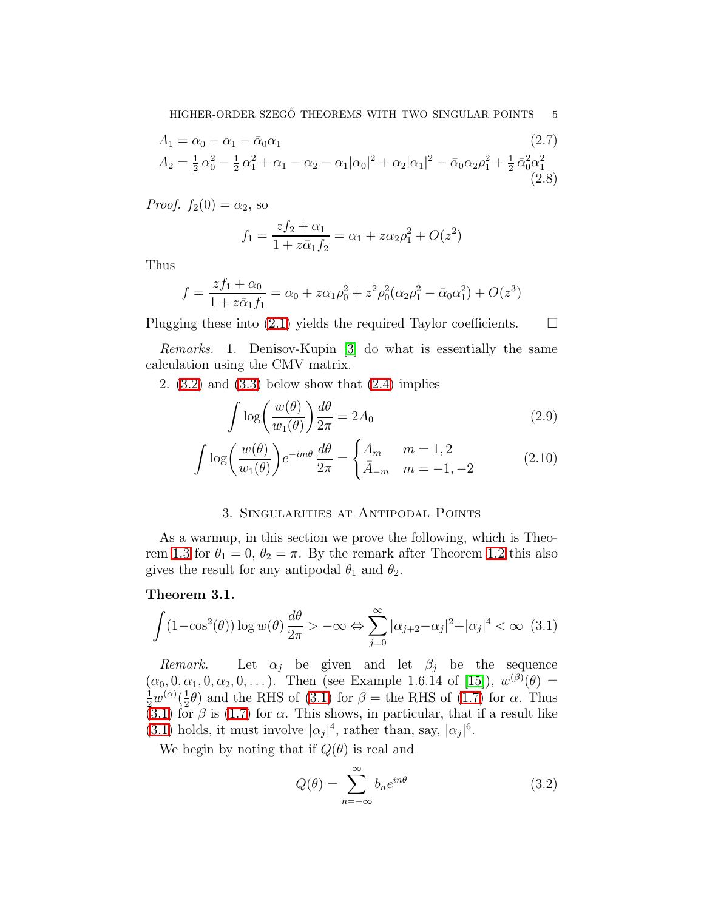$$A_1 = \alpha_0 - \alpha_1 - \bar\alpha_0\alpha_1 \tag{2.7}$$

$$A_2 = \tfrac{1}{2}\,\alpha_0^2 - \tfrac{1}{2}\,\alpha_1^2 + \alpha_1 - \alpha_2 - \alpha_1|\alpha_0|^2 + \alpha_2|\alpha_1|^2 - \bar\alpha_0\alpha_2\rho_1^2 + \tfrac{1}{2}\,\bar\alpha_0^2\alpha_1^2 \tag{2.8}$$

*Proof.* $f_2(0) = \alpha_2$, so

$$f_1 = \frac{zf_2 + \alpha_1}{1 + z\bar\alpha_1 f_2} = \alpha_1 + z\alpha_2\rho_1^2 + O(z^2)$$

Thus

$$f = \frac{zf_1 + \alpha_0}{1 + z\bar\alpha_1 f_1} = \alpha_0 + z\alpha_1\rho_0^2 + z^2\rho_0^2(\alpha_2\rho_1^2 - \bar\alpha_0\alpha_1^2) + O(z^3)$$

Plugging these into (2.1) yields the required Taylor coefficients. $\square$

*Remarks.* 1. Denisov-Kupin [3] do what is essentially the same calculation using the CMV matrix.

2. (3.2) and (3.3) below show that (2.4) implies

$$\int \log\biggl(\frac{w(\theta)}{w_1(\theta)}\biggr)\frac{d\theta}{2\pi} = 2A_0 \tag{2.9}$$

$$\int \log\biggl(\frac{w(\theta)}{w_1(\theta)}\biggr)e^{-im\theta}\,\frac{d\theta}{2\pi} = \begin{cases} A_m & m = 1,2 \\ \bar A_{-m} & m = -1,-2 \end{cases} \tag{2.10}$$

## 3. Singularities at Antipodal Points

As a warmup, in this section we prove the following, which is Theorem 1.3 for $\theta_1 = 0$, $\theta_2 = \pi$. By the remark after Theorem 1.2 this also gives the result for any antipodal $\theta_1$ and $\theta_2$.

**Theorem 3.1.**

$$\int (1 - \cos^2(\theta))\log w(\theta)\,\frac{d\theta}{2\pi} > -\infty \Leftrightarrow \sum_{j=0}^\infty |\alpha_{j+2} - \alpha_j|^2 + |\alpha_j|^4 < \infty \tag{3.1}$$

*Remark.* Let $\alpha_j$ be given and let $\beta_j$ be the sequence $(\alpha_0, 0, \alpha_1, 0, \alpha_2, 0, \dots)$. Then (see Example 1.6.14 of [15]), $w^{(\beta)}(\theta) = \frac{1}{2}w^{(\alpha)}(\frac{1}{2}\theta)$ and the RHS of (3.1) for $\beta$ = the RHS of (1.7) for $\alpha$. Thus (3.1) for $\beta$ is (1.7) for $\alpha$. This shows, in particular, that if a result like (3.1) holds, it must involve $|\alpha_j|^4$, rather than, say, $|\alpha_j|^6$.

We begin by noting that if $Q(\theta)$ is real and

$$Q(\theta) = \sum_{n=-\infty}^\infty b_n e^{in\theta} \tag{3.2}$$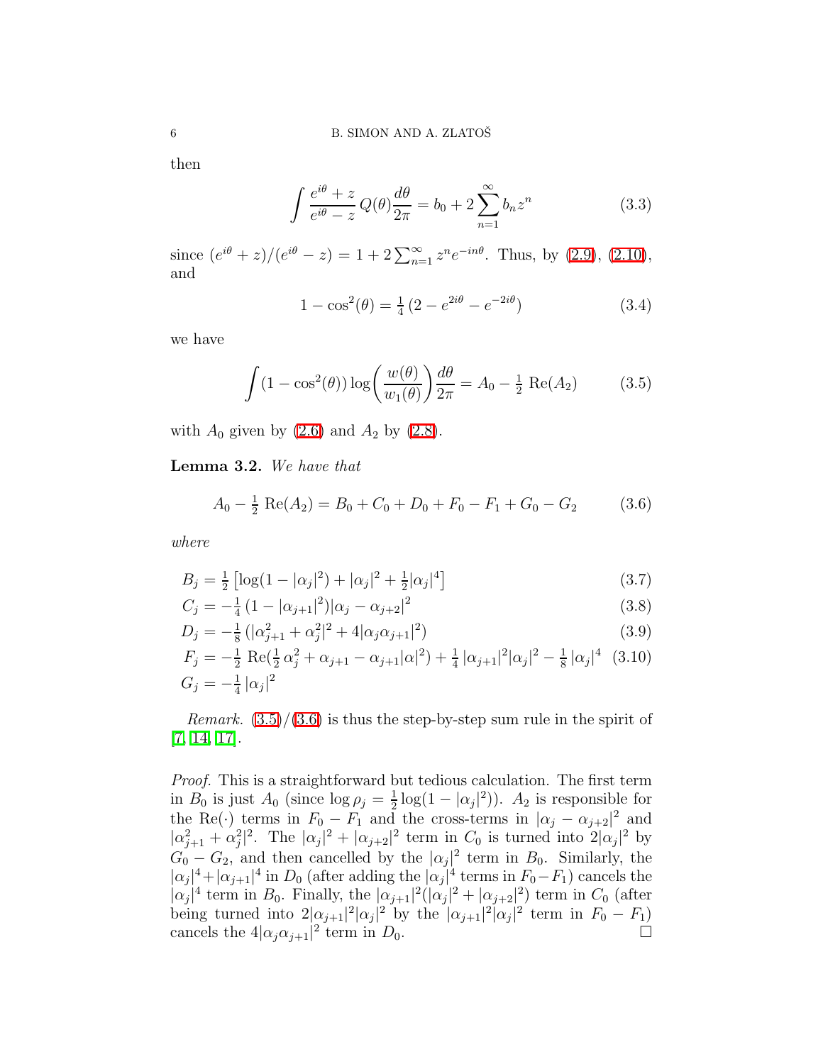then

$$\int \frac{e^{i\theta}+z}{e^{i\theta}-z}\, Q(\theta)\frac{d\theta}{2\pi} = b_0 + 2\sum_{n=1}^\infty b_n z^n \tag{3.3}$$

since $(e^{i\theta}+z)/(e^{i\theta}-z) = 1 + 2\sum_{n=1}^\infty z^n e^{-in\theta}$. Thus, by (2.9), (2.10), and

$$1-\cos^2(\theta) = \tfrac14\,(2-e^{2i\theta}-e^{-2i\theta}) \tag{3.4}$$

we have

$$\int (1-\cos^2(\theta))\log\biggl(\frac{w(\theta)}{w_1(\theta)}\biggr)\frac{d\theta}{2\pi} = A_0 - \tfrac12\,\operatorname{Re}(A_2) \tag{3.5}$$

with $A_0$ given by (2.6) and $A_2$ by (2.8).

**Lemma 3.2.** *We have that*

$$A_0 - \tfrac12\,\operatorname{Re}(A_2) = B_0 + C_0 + D_0 + F_0 - F_1 + G_0 - G_2 \tag{3.6}$$

*where*

$$B_j = \tfrac12\left[\log(1-|\alpha_j|^2) + |\alpha_j|^2 + \tfrac12|\alpha_j|^4\right] \tag{3.7}$$

$$C_j = -\tfrac14\,(1-|\alpha_{j+1}|^2)|\alpha_j-\alpha_{j+2}|^2 \tag{3.8}$$

$$D_j = -\tfrac18\,(|\alpha_{j+1}^2+\alpha_j^2|^2 + 4|\alpha_j\alpha_{j+1}|^2) \tag{3.9}$$

$$F_j = -\tfrac12\,\operatorname{Re}(\tfrac12\,\alpha_j^2 + \alpha_{j+1} - \alpha_{j+1}|\alpha|^2) + \tfrac14\,|\alpha_{j+1}|^2|\alpha_j|^2 - \tfrac18\,|\alpha_j|^4 \tag{3.10}$$

$$G_j = -\tfrac14\,|\alpha_j|^2$$

*Remark.* (3.5)/(3.6) is thus the step-by-step sum rule in the spirit of [7, 14, 17].

*Proof.* This is a straightforward but tedious calculation. The first term in $B_0$ is just $A_0$ (since $\log\rho_j = \frac12\log(1-|\alpha_j|^2)$). $A_2$ is responsible for the $\operatorname{Re}(\cdot)$ terms in $F_0-F_1$ and the cross-terms in $|\alpha_j-\alpha_{j+2}|^2$ and $|\alpha_{j+1}^2+\alpha_j^2|^2$. The $|\alpha_j|^2+|\alpha_{j+2}|^2$ term in $C_0$ is turned into $2|\alpha_j|^2$ by $G_0-G_2$, and then cancelled by the $|\alpha_j|^2$ term in $B_0$. Similarly, the $|\alpha_j|^4+|\alpha_{j+1}|^4$ in $D_0$ (after adding the $|\alpha_j|^4$ terms in $F_0-F_1$) cancels the $|\alpha_j|^4$ term in $B_0$. Finally, the $|\alpha_{j+1}|^2(|\alpha_j|^2+|\alpha_{j+2}|^2)$ term in $C_0$ (after being turned into $2|\alpha_{j+1}|^2|\alpha_j|^2$ by the $|\alpha_{j+1}|^2|\alpha_j|^2$ term in $F_0-F_1$) cancels the $4|\alpha_j\alpha_{j+1}|^2$ term in $D_0$. □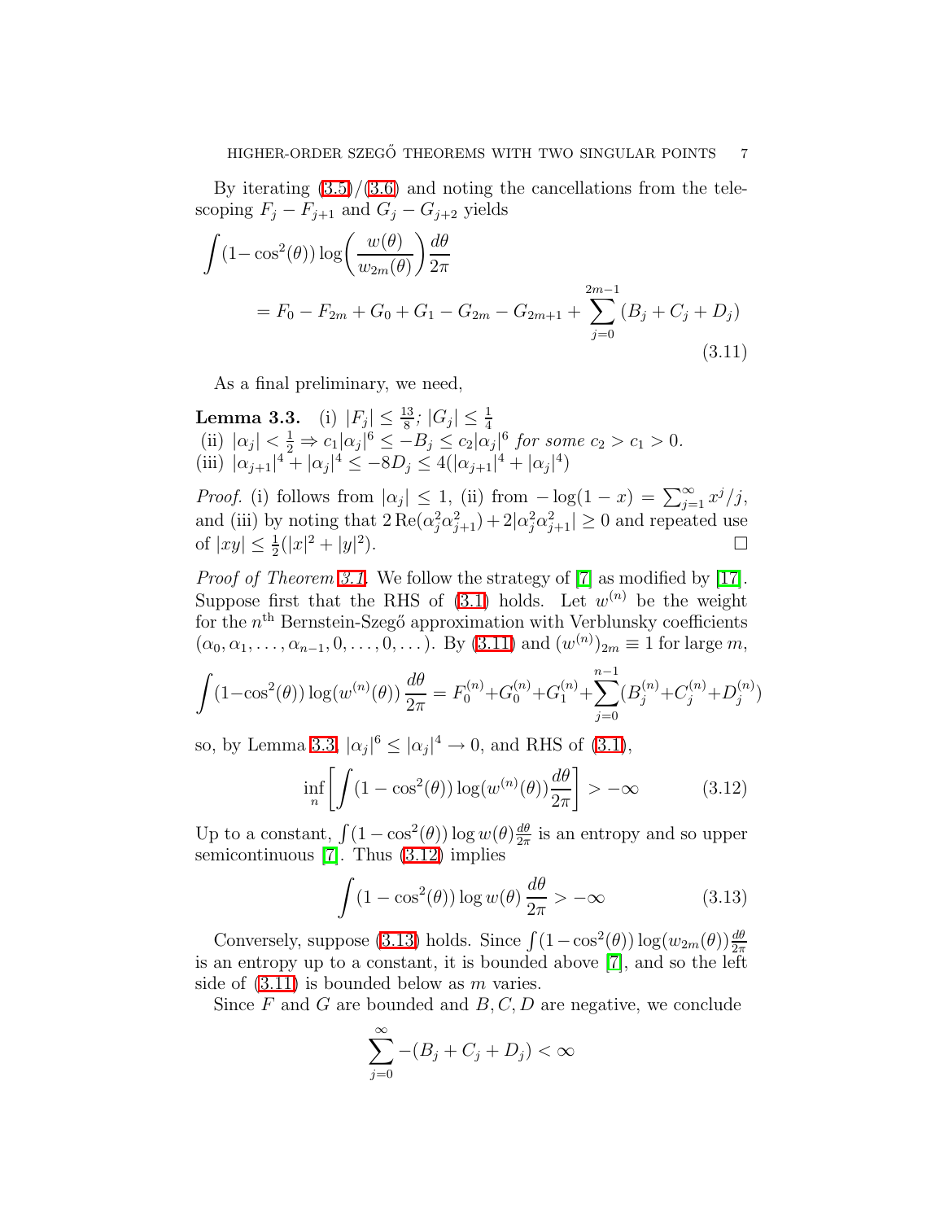By iterating (3.5)/(3.6) and noting the cancellations from the telescoping $F_j - F_{j+1}$ and $G_j - G_{j+2}$ yields

$$\int (1-\cos^2(\theta)) \log\bigg(\frac{w(\theta)}{w_{2m}(\theta)}\bigg) \frac{d\theta}{2\pi}$$
$$= F_0 - F_{2m} + G_0 + G_1 - G_{2m} - G_{2m+1} + \sum_{j=0}^{2m-1} (B_j + C_j + D_j) \tag{3.11}$$

As a final preliminary, we need,

**Lemma 3.3.** (i) $|F_j| \le \frac{13}{8}$; $|G_j| \le \frac{1}{4}$
(ii) $|\alpha_j| < \frac{1}{2} \Rightarrow c_1|\alpha_j|^6 \le -B_j \le c_2|\alpha_j|^6$ *for some* $c_2 > c_1 > 0$.
(iii) $|\alpha_{j+1}|^4 + |\alpha_j|^4 \le -8D_j \le 4(|\alpha_{j+1}|^4 + |\alpha_j|^4)$

*Proof.* (i) follows from $|\alpha_j| \le 1$, (ii) from $-\log(1-x) = \sum_{j=1}^\infty x^j/j$, and (iii) by noting that $2\,\mathrm{Re}(\alpha_j^2\alpha_{j+1}^2) + 2|\alpha_j^2\alpha_{j+1}^2| \ge 0$ and repeated use of $|xy| \le \frac{1}{2}(|x|^2 + |y|^2)$. $\square$

*Proof of Theorem 3.1.* We follow the strategy of [7] as modified by [17]. Suppose first that the RHS of (3.1) holds. Let $w^{(n)}$ be the weight for the $n^{\text{th}}$ Bernstein-Szegő approximation with Verblunsky coefficients $(\alpha_0, \alpha_1, \dots, \alpha_{n-1}, 0, \dots, 0, \dots)$. By (3.11) and $(w^{(n)})_{2m} \equiv 1$ for large $m$,

$$\int (1-\cos^2(\theta)) \log(w^{(n)}(\theta)) \frac{d\theta}{2\pi} = F_0^{(n)} + G_0^{(n)} + G_1^{(n)} + \sum_{j=0}^{n-1} (B_j^{(n)} + C_j^{(n)} + D_j^{(n)})$$

so, by Lemma 3.3, $|\alpha_j|^6 \le |\alpha_j|^4 \to 0$, and RHS of (3.1),

$$\inf_n \bigg[\int (1-\cos^2(\theta)) \log(w^{(n)}(\theta)) \frac{d\theta}{2\pi}\bigg] > -\infty \tag{3.12}$$

Up to a constant, $\int (1-\cos^2(\theta)) \log w(\theta) \frac{d\theta}{2\pi}$ is an entropy and so upper semicontinuous [7]. Thus (3.12) implies

$$\int (1-\cos^2(\theta)) \log w(\theta) \frac{d\theta}{2\pi} > -\infty \tag{3.13}$$

Conversely, suppose (3.13) holds. Since $\int (1-\cos^2(\theta)) \log(w_{2m}(\theta)) \frac{d\theta}{2\pi}$ is an entropy up to a constant, it is bounded above [7], and so the left side of (3.11) is bounded below as $m$ varies.

Since $F$ and $G$ are bounded and $B, C, D$ are negative, we conclude

$$\sum_{j=0}^\infty -(B_j + C_j + D_j) < \infty$$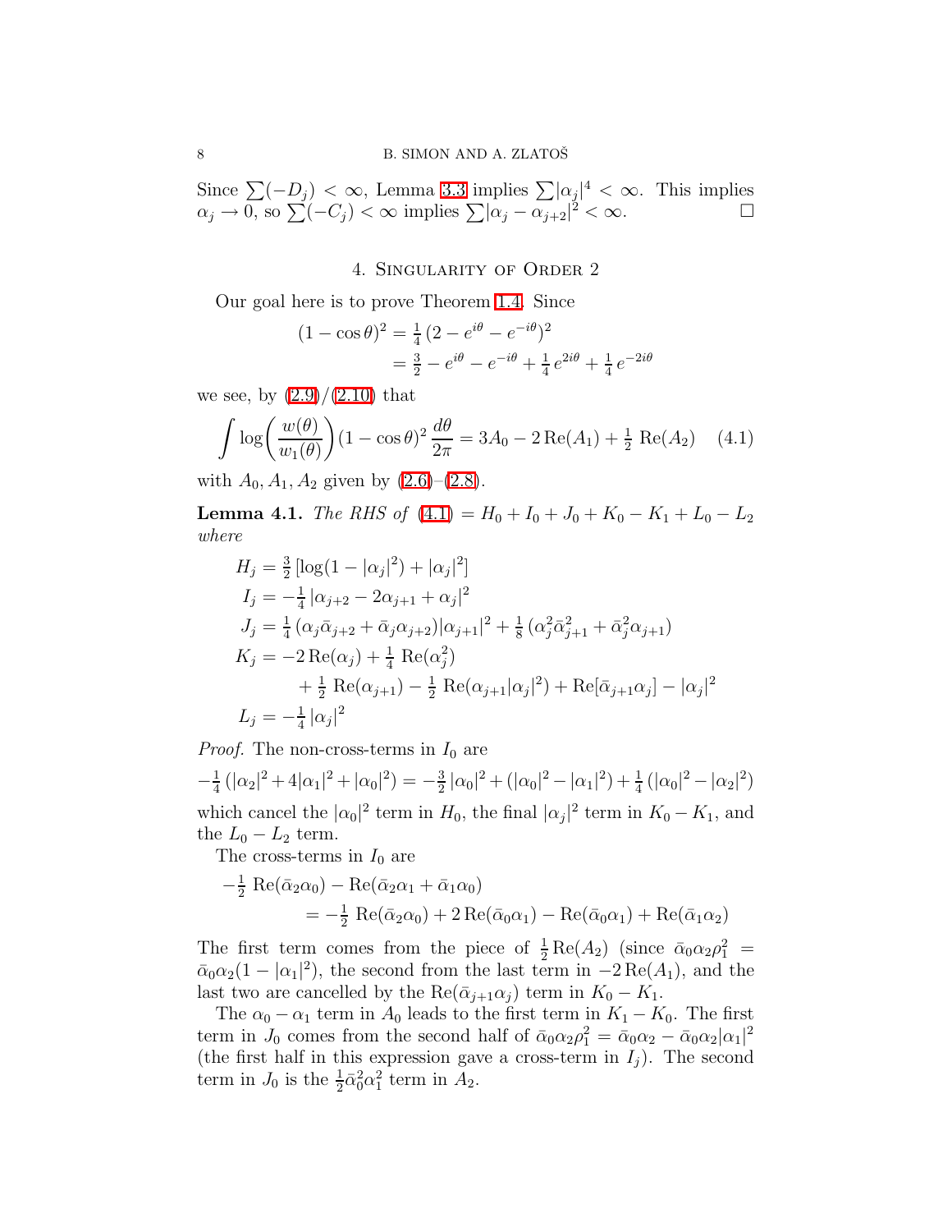Since $\sum(-D_j) < \infty$, Lemma 3.3 implies $\sum|\alpha_j|^4 < \infty$. This implies $\alpha_j \to 0$, so $\sum(-C_j) < \infty$ implies $\sum|\alpha_j - \alpha_{j+2}|^2 < \infty$. □

## 4. Singularity of Order 2

Our goal here is to prove Theorem 1.4. Since

$$
\begin{aligned}
(1-\cos\theta)^2 &= \tfrac{1}{4}\,(2 - e^{i\theta} - e^{-i\theta})^2 \\
&= \tfrac{3}{2} - e^{i\theta} - e^{-i\theta} + \tfrac{1}{4}\,e^{2i\theta} + \tfrac{1}{4}\,e^{-2i\theta}
\end{aligned}
$$

we see, by (2.9)/(2.10) that

$$
\int \log\biggl(\frac{w(\theta)}{w_1(\theta)}\biggr)(1-\cos\theta)^2\,\frac{d\theta}{2\pi} = 3A_0 - 2\operatorname{Re}(A_1) + \tfrac{1}{2}\operatorname{Re}(A_2) \tag{4.1}
$$

with $A_0, A_1, A_2$ given by (2.6)–(2.8).

**Lemma 4.1.** *The RHS of* (4.1) $= H_0 + I_0 + J_0 + K_0 - K_1 + L_0 - L_2$ *where*

$$
\begin{aligned}
H_j &= \tfrac{3}{2}\,[\log(1-|\alpha_j|^2) + |\alpha_j|^2] \\
I_j &= -\tfrac{1}{4}\,|\alpha_{j+2} - 2\alpha_{j+1} + \alpha_j|^2 \\
J_j &= \tfrac{1}{4}\,(\alpha_j\bar\alpha_{j+2} + \bar\alpha_j\alpha_{j+2})|\alpha_{j+1}|^2 + \tfrac{1}{8}\,(\alpha_j^2\bar\alpha_{j+1}^2 + \bar\alpha_j^2\alpha_{j+1}) \\
K_j &= -2\operatorname{Re}(\alpha_j) + \tfrac{1}{4}\operatorname{Re}(\alpha_j^2) \\
&\qquad + \tfrac{1}{2}\operatorname{Re}(\alpha_{j+1}) - \tfrac{1}{2}\operatorname{Re}(\alpha_{j+1}|\alpha_j|^2) + \operatorname{Re}[\bar\alpha_{j+1}\alpha_j] - |\alpha_j|^2 \\
L_j &= -\tfrac{1}{4}\,|\alpha_j|^2
\end{aligned}
$$

*Proof.* The non-cross-terms in $I_0$ are

$$
-\tfrac{1}{4}\,(|\alpha_2|^2 + 4|\alpha_1|^2 + |\alpha_0|^2) = -\tfrac{3}{2}\,|\alpha_0|^2 + (|\alpha_0|^2 - |\alpha_1|^2) + \tfrac{1}{4}\,(|\alpha_0|^2 - |\alpha_2|^2)
$$

which cancel the $|\alpha_0|^2$ term in $H_0$, the final $|\alpha_j|^2$ term in $K_0 - K_1$, and the $L_0 - L_2$ term.

The cross-terms in $I_0$ are

$$
\begin{aligned}
-\tfrac{1}{2}&\operatorname{Re}(\bar\alpha_2\alpha_0) - \operatorname{Re}(\bar\alpha_2\alpha_1 + \bar\alpha_1\alpha_0) \\
&= -\tfrac{1}{2}\operatorname{Re}(\bar\alpha_2\alpha_0) + 2\operatorname{Re}(\bar\alpha_0\alpha_1) - \operatorname{Re}(\bar\alpha_0\alpha_1) + \operatorname{Re}(\bar\alpha_1\alpha_2)
\end{aligned}
$$

The first term comes from the piece of $\frac{1}{2}\operatorname{Re}(A_2)$ (since $\bar\alpha_0\alpha_2\rho_1^2 = \bar\alpha_0\alpha_2(1-|\alpha_1|^2)$, the second from the last term in $-2\operatorname{Re}(A_1)$, and the last two are cancelled by the $\operatorname{Re}(\bar\alpha_{j+1}\alpha_j)$ term in $K_0 - K_1$.

The $\alpha_0 - \alpha_1$ term in $A_0$ leads to the first term in $K_1 - K_0$. The first term in $J_0$ comes from the second half of $\bar\alpha_0\alpha_2\rho_1^2 = \bar\alpha_0\alpha_2 - \bar\alpha_0\alpha_2|\alpha_1|^2$ (the first half in this expression gave a cross-term in $I_j$). The second term in $J_0$ is the $\frac{1}{2}\bar\alpha_0^2\alpha_1^2$ term in $A_2$.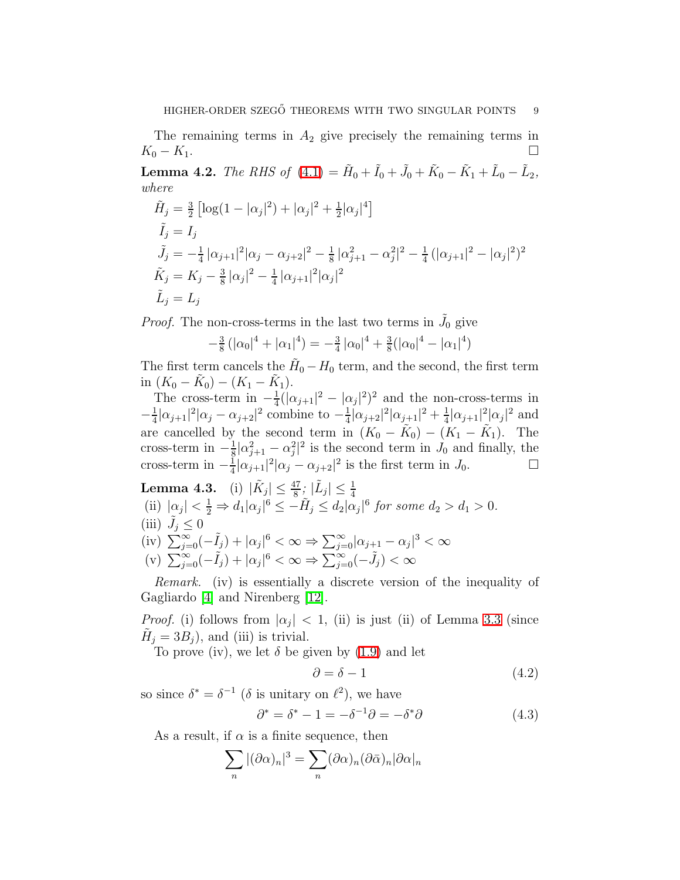The remaining terms in $A_2$ give precisely the remaining terms in $K_0 - K_1$. $\square$

**Lemma 4.2.** *The RHS of* (4.1) $= \tilde{H}_0 + \tilde{I}_0 + \tilde{J}_0 + \tilde{K}_0 - \tilde{K}_1 + \tilde{L}_0 - \tilde{L}_2$, *where*

$$\tilde{H}_j = \tfrac{3}{2}\left[\log(1-|\alpha_j|^2) + |\alpha_j|^2 + \tfrac{1}{2}|\alpha_j|^4\right]$$

$$\tilde{I}_j = I_j$$

$$\tilde{J}_j = -\tfrac{1}{4}\,|\alpha_{j+1}|^2|\alpha_j - \alpha_{j+2}|^2 - \tfrac{1}{8}\,|\alpha_{j+1}^2 - \alpha_j^2|^2 - \tfrac{1}{4}\left(|\alpha_{j+1}|^2 - |\alpha_j|^2\right)^2$$

$$\tilde{K}_j = K_j - \tfrac{3}{8}\,|\alpha_j|^2 - \tfrac{1}{4}\,|\alpha_{j+1}|^2|\alpha_j|^2$$

$$\tilde{L}_j = L_j$$

*Proof.* The non-cross-terms in the last two terms in $\tilde{J}_0$ give

$$-\tfrac{3}{8}\left(|\alpha_0|^4 + |\alpha_1|^4\right) = -\tfrac{3}{4}\,|\alpha_0|^4 + \tfrac{3}{8}(|\alpha_0|^4 - |\alpha_1|^4)$$

The first term cancels the $\tilde{H}_0 - H_0$ term, and the second, the first term in $(K_0 - \tilde{K}_0) - (K_1 - \tilde{K}_1)$.

The cross-term in $-\frac{1}{4}(|\alpha_{j+1}|^2 - |\alpha_j|^2)^2$ and the non-cross-terms in $-\frac{1}{4}|\alpha_{j+1}|^2|\alpha_j - \alpha_{j+2}|^2$ combine to $-\frac{1}{4}|\alpha_{j+2}|^2|\alpha_{j+1}|^2 + \frac{1}{4}|\alpha_{j+1}|^2|\alpha_j|^2$ and are cancelled by the second term in $(K_0 - \tilde{K}_0) - (K_1 - \tilde{K}_1)$. The cross-term in $-\frac{1}{8}|\alpha_{j+1}^2 - \alpha_j^2|^2$ is the second term in $J_0$ and finally, the cross-term in $-\frac{1}{4}|\alpha_{j+1}|^2|\alpha_j - \alpha_{j+2}|^2$ is the first term in $J_0$. $\square$

**Lemma 4.3.** (i) $|\tilde{K}_j| \leq \frac{47}{8}$; $|\tilde{L}_j| \leq \frac{1}{4}$

(ii) $|\alpha_j| < \frac{1}{2} \Rightarrow d_1|\alpha_j|^6 \leq -\tilde{H}_j \leq d_2|\alpha_j|^6$ *for some* $d_2 > d_1 > 0$.

(iii) $\tilde{J}_j \leq 0$

(iv) $\sum_{j=0}^{\infty}(-\tilde{I}_j) + |\alpha_j|^6 < \infty \Rightarrow \sum_{j=0}^{\infty}|\alpha_{j+1} - \alpha_j|^3 < \infty$

(v) $\sum_{j=0}^{\infty}(-\tilde{I}_j) + |\alpha_j|^6 < \infty \Rightarrow \sum_{j=0}^{\infty}(-\tilde{J}_j) < \infty$

*Remark.* (iv) is essentially a discrete version of the inequality of Gagliardo [4] and Nirenberg [12].

*Proof.* (i) follows from $|\alpha_j| < 1$, (ii) is just (ii) of Lemma 3.3 (since $\tilde{H}_j = 3B_j$), and (iii) is trivial.

To prove (iv), we let $\delta$ be given by (1.9) and let

$$\partial = \delta - 1 \tag{4.2}$$

so since $\delta^* = \delta^{-1}$ ($\delta$ is unitary on $\ell^2$), we have

$$\partial^* = \delta^* - 1 = -\delta^{-1}\partial = -\delta^*\partial \tag{4.3}$$

As a result, if $\alpha$ is a finite sequence, then

$$\sum_n |(\partial\alpha)_n|^3 = \sum_n (\partial\alpha)_n(\partial\bar{\alpha})_n|\partial\alpha|_n$$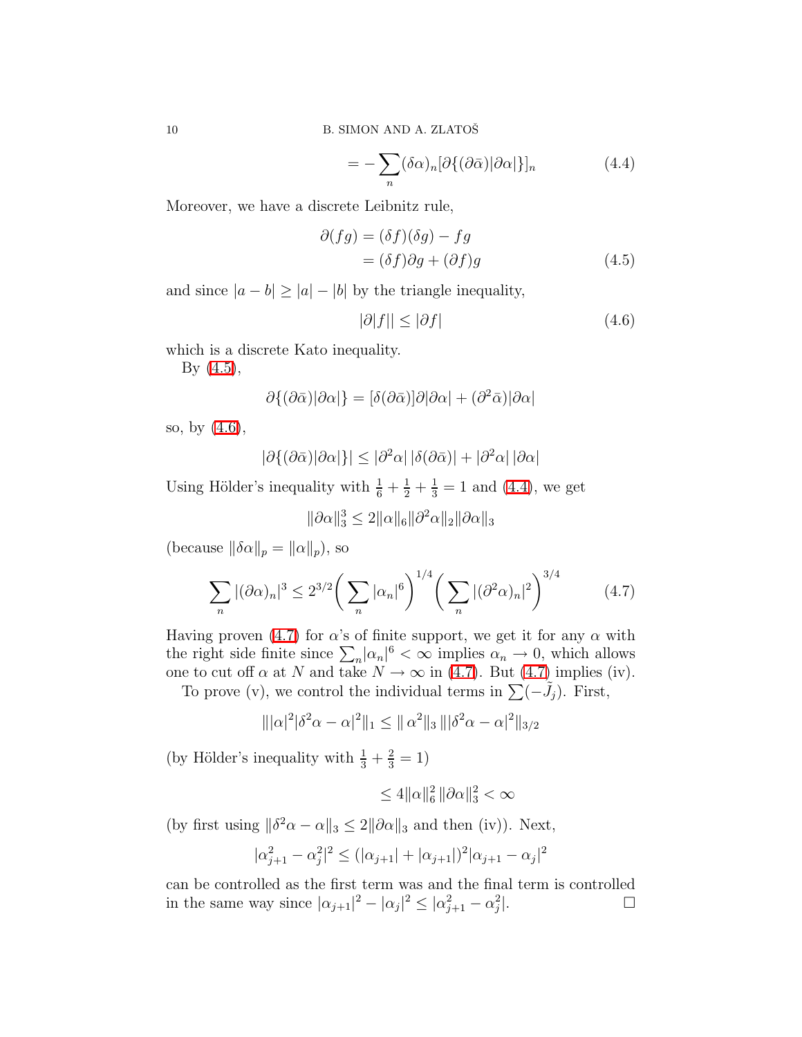$$= -\sum_n (\delta\alpha)_n [\partial\{(\partial\bar{\alpha})|\partial\alpha|\}]_n \tag{4.4}$$

Moreover, we have a discrete Leibnitz rule,

$$\begin{aligned}\partial(fg) &= (\delta f)(\delta g) - fg \\ &= (\delta f)\partial g + (\partial f)g \end{aligned}\tag{4.5}$$

and since $|a-b| \geq |a| - |b|$ by the triangle inequality,

$$|\partial|f|| \leq |\partial f| \tag{4.6}$$

which is a discrete Kato inequality.

By (4.5),

$$\partial\{(\partial\bar{\alpha})|\partial\alpha|\} = [\delta(\partial\bar{\alpha})]\partial|\partial\alpha| + (\partial^2\bar{\alpha})|\partial\alpha|$$

so, by (4.6),

$$|\partial\{(\partial\bar{\alpha})|\partial\alpha|\}| \leq |\partial^2\alpha|\,|\delta(\partial\bar{\alpha})| + |\partial^2\alpha|\,|\partial\alpha|$$

Using Hölder's inequality with $\frac{1}{6} + \frac{1}{2} + \frac{1}{3} = 1$ and (4.4), we get

$$\|\partial\alpha\|_3^3 \leq 2\|\alpha\|_6 \|\partial^2\alpha\|_2 \|\partial\alpha\|_3$$

(because $\|\delta\alpha\|_p = \|\alpha\|_p$), so

$$\sum_n |(\partial\alpha)_n|^3 \leq 2^{3/2}\bigg(\sum_n |\alpha_n|^6\bigg)^{1/4}\bigg(\sum_n |(\partial^2\alpha)_n|^2\bigg)^{3/4} \tag{4.7}$$

Having proven (4.7) for $\alpha$'s of finite support, we get it for any $\alpha$ with the right side finite since $\sum_n |\alpha_n|^6 < \infty$ implies $\alpha_n \to 0$, which allows one to cut off $\alpha$ at $N$ and take $N \to \infty$ in (4.7). But (4.7) implies (iv).

To prove (v), we control the individual terms in $\sum(-\tilde{J}_j)$. First,

$$\||\alpha|^2|\delta^2\alpha - \alpha|^2\|_1 \leq \|\,\alpha^2\|_3\,\||\delta^2\alpha - \alpha|^2\|_{3/2}$$

(by Hölder's inequality with $\frac{1}{3} + \frac{2}{3} = 1$)

$$\leq 4\|\alpha\|_6^2\,\|\partial\alpha\|_3^2 < \infty$$

(by first using $\|\delta^2\alpha - \alpha\|_3 \leq 2\|\partial\alpha\|_3$ and then (iv)). Next,

$$|\alpha_{j+1}^2 - \alpha_j^2|^2 \leq (|\alpha_{j+1}| + |\alpha_{j+1}|)^2|\alpha_{j+1} - \alpha_j|^2$$

can be controlled as the first term was and the final term is controlled in the same way since $|\alpha_{j+1}|^2 - |\alpha_j|^2 \leq |\alpha_{j+1}^2 - \alpha_j^2|$. $\square$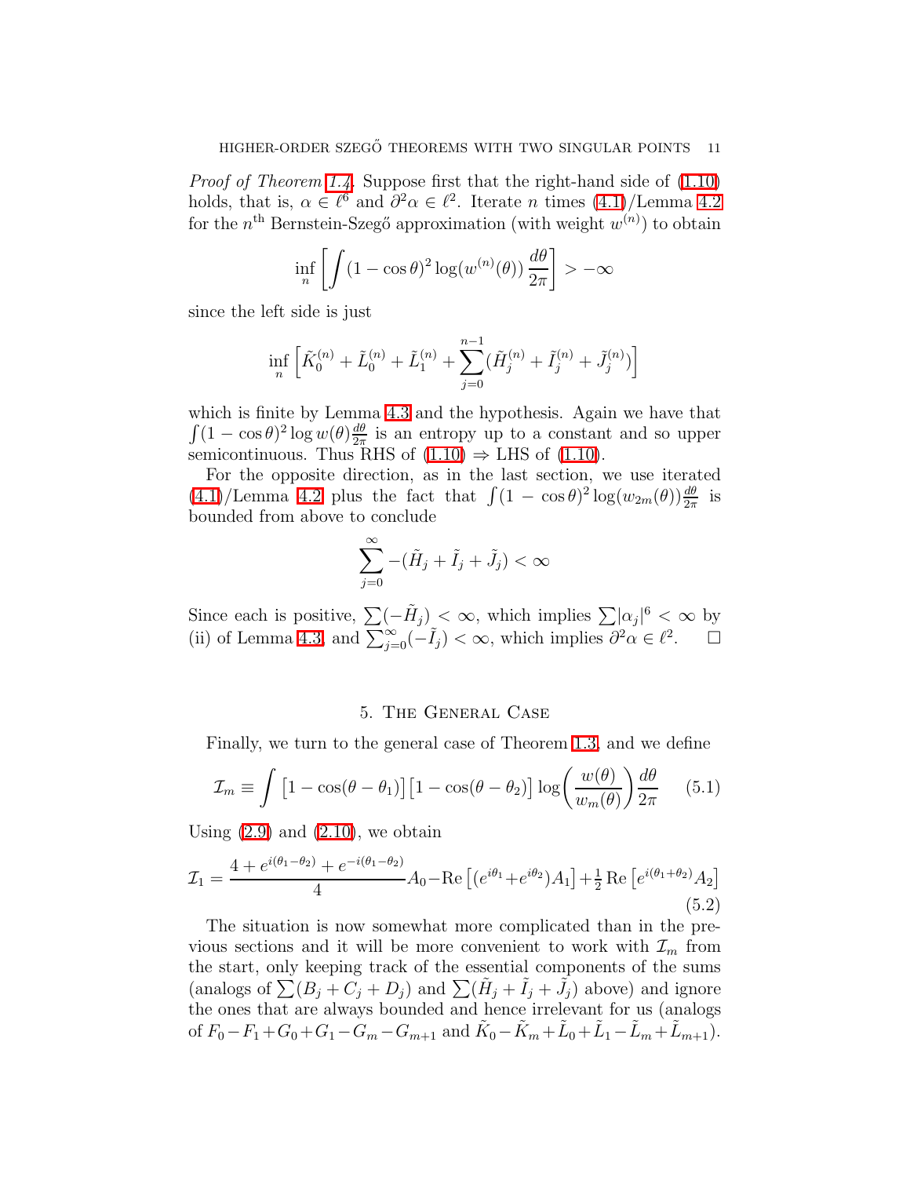*Proof of Theorem 1.4.* Suppose first that the right-hand side of (1.10) holds, that is, $\alpha \in \ell^6$ and $\partial^2\alpha \in \ell^2$. Iterate $n$ times (4.1)/Lemma 4.2 for the $n^{\text{th}}$ Bernstein-Szegő approximation (with weight $w^{(n)}$) to obtain

$$\inf_n \left[ \int (1-\cos\theta)^2 \log(w^{(n)}(\theta)) \, \frac{d\theta}{2\pi} \right] > -\infty$$

since the left side is just

$$\inf_n \left[ \tilde{K}_0^{(n)} + \tilde{L}_0^{(n)} + \tilde{L}_1^{(n)} + \sum_{j=0}^{n-1} (\tilde{H}_j^{(n)} + \tilde{I}_j^{(n)} + \tilde{J}_j^{(n)}) \right]$$

which is finite by Lemma 4.3 and the hypothesis. Again we have that $\int (1-\cos\theta)^2 \log w(\theta) \frac{d\theta}{2\pi}$ is an entropy up to a constant and so upper semicontinuous. Thus RHS of (1.10) $\Rightarrow$ LHS of (1.10).

For the opposite direction, as in the last section, we use iterated (4.1)/Lemma 4.2 plus the fact that $\int (1-\cos\theta)^2 \log(w_{2m}(\theta)) \frac{d\theta}{2\pi}$ is bounded from above to conclude

$$\sum_{j=0}^{\infty} -(\tilde{H}_j + \tilde{I}_j + \tilde{J}_j) < \infty$$

Since each is positive, $\sum(-\tilde{H}_j) < \infty$, which implies $\sum |\alpha_j|^6 < \infty$ by (ii) of Lemma 4.3, and $\sum_{j=0}^{\infty}(-\tilde{I}_j) < \infty$, which implies $\partial^2\alpha \in \ell^2$. $\square$

## 5. The General Case

Finally, we turn to the general case of Theorem 1.3, and we define

$$\mathcal{I}_m \equiv \int \big[1-\cos(\theta-\theta_1)\big]\big[1-\cos(\theta-\theta_2)\big] \log\!\left(\frac{w(\theta)}{w_m(\theta)}\right) \frac{d\theta}{2\pi} \qquad (5.1)$$

Using (2.9) and (2.10), we obtain

$$\mathcal{I}_1 = \frac{4 + e^{i(\theta_1-\theta_2)} + e^{-i(\theta_1-\theta_2)}}{4} A_0 - \operatorname{Re}\big[(e^{i\theta_1}+e^{i\theta_2})A_1\big] + \tfrac{1}{2}\operatorname{Re}\big[e^{i(\theta_1+\theta_2)}A_2\big] \qquad (5.2)$$

The situation is now somewhat more complicated than in the previous sections and it will be more convenient to work with $\mathcal{I}_m$ from the start, only keeping track of the essential components of the sums (analogs of $\sum(B_j + C_j + D_j)$ and $\sum(\tilde{H}_j + \tilde{I}_j + \tilde{J}_j)$ above) and ignore the ones that are always bounded and hence irrelevant for us (analogs of $F_0 - F_1 + G_0 + G_1 - G_m - G_{m+1}$ and $\tilde{K}_0 - \tilde{K}_m + \tilde{L}_0 + \tilde{L}_1 - \tilde{L}_m + \tilde{L}_{m+1}$).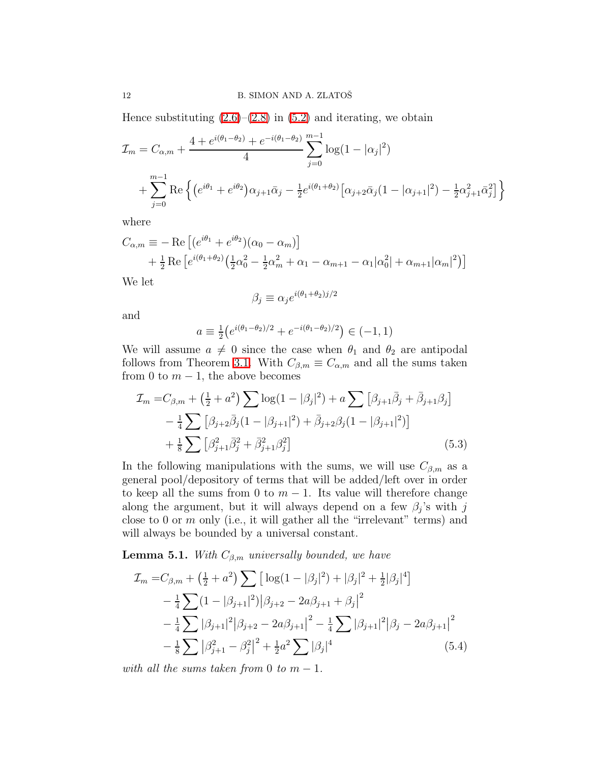Hence substituting (2.6)–(2.8) in (5.2) and iterating, we obtain

$$
\mathcal{I}_m = C_{\alpha,m} + \frac{4 + e^{i(\theta_1-\theta_2)} + e^{-i(\theta_1-\theta_2)}}{4} \sum_{j=0}^{m-1} \log(1-|\alpha_j|^2)
$$

$$
+ \sum_{j=0}^{m-1} \operatorname{Re}\Big\{ \big(e^{i\theta_1} + e^{i\theta_2}\big)\alpha_{j+1}\bar\alpha_j - \tfrac{1}{2} e^{i(\theta_1+\theta_2)} \big[\alpha_{j+2}\bar\alpha_j(1-|\alpha_{j+1}|^2) - \tfrac{1}{2}\alpha_{j+1}^2\bar\alpha_j^2\big]\Big\}
$$

where

$$
\begin{aligned}
C_{\alpha,m} \equiv & -\operatorname{Re}\big[(e^{i\theta_1}+e^{i\theta_2})(\alpha_0-\alpha_m)\big] \\
& + \tfrac{1}{2}\operatorname{Re}\big[e^{i(\theta_1+\theta_2)}\big(\tfrac12\alpha_0^2 - \tfrac12\alpha_m^2 + \alpha_1 - \alpha_{m+1} - \alpha_1|\alpha_0^2| + \alpha_{m+1}|\alpha_m|^2\big)\big]
\end{aligned}
$$

We let

$$
\beta_j \equiv \alpha_j e^{i(\theta_1+\theta_2)j/2}
$$

and

$$
a \equiv \tfrac12\big(e^{i(\theta_1-\theta_2)/2} + e^{-i(\theta_1-\theta_2)/2}\big) \in (-1,1)
$$

We will assume $a \neq 0$ since the case when $\theta_1$ and $\theta_2$ are antipodal follows from Theorem 3.1. With $C_{\beta,m} \equiv C_{\alpha,m}$ and all the sums taken from 0 to $m-1$, the above becomes

$$
\begin{aligned}
\mathcal{I}_m =& C_{\beta,m} + \big(\tfrac12 + a^2\big)\sum \log(1-|\beta_j|^2) + a\sum\big[\beta_{j+1}\bar\beta_j + \bar\beta_{j+1}\beta_j\big] \\
& - \tfrac14 \sum\big[\beta_{j+2}\bar\beta_j(1-|\beta_{j+1}|^2) + \bar\beta_{j+2}\beta_j(1-|\beta_{j+1}|^2)\big] \\
& + \tfrac18\sum\big[\beta_{j+1}^2\bar\beta_j^2 + \bar\beta_{j+1}^2\beta_j^2\big]
\end{aligned} \tag{5.3}
$$

In the following manipulations with the sums, we will use $C_{\beta,m}$ as a general pool/depository of terms that will be added/left over in order to keep all the sums from 0 to $m-1$. Its value will therefore change along the argument, but it will always depend on a few $\beta_j$'s with $j$ close to 0 or $m$ only (i.e., it will gather all the "irrelevant" terms) and will always be bounded by a universal constant.

**Lemma 5.1.** *With $C_{\beta,m}$ universally bounded, we have*

$$
\begin{aligned}
\mathcal{I}_m =& C_{\beta,m} + \big(\tfrac12 + a^2\big)\sum\big[\log(1-|\beta_j|^2) + |\beta_j|^2 + \tfrac12|\beta_j|^4\big] \\
& - \tfrac14\sum(1-|\beta_{j+1}|^2)\big|\beta_{j+2} - 2a\beta_{j+1} + \beta_j\big|^2 \\
& - \tfrac14\sum|\beta_{j+1}|^2\big|\beta_{j+2} - 2a\beta_{j+1}\big|^2 - \tfrac14\sum|\beta_{j+1}|^2\big|\beta_j - 2a\beta_{j+1}\big|^2 \\
& - \tfrac18\sum\big|\beta_{j+1}^2 - \beta_j^2\big|^2 + \tfrac12 a^2\sum|\beta_j|^4
\end{aligned} \tag{5.4}
$$

*with all the sums taken from 0 to $m-1$.*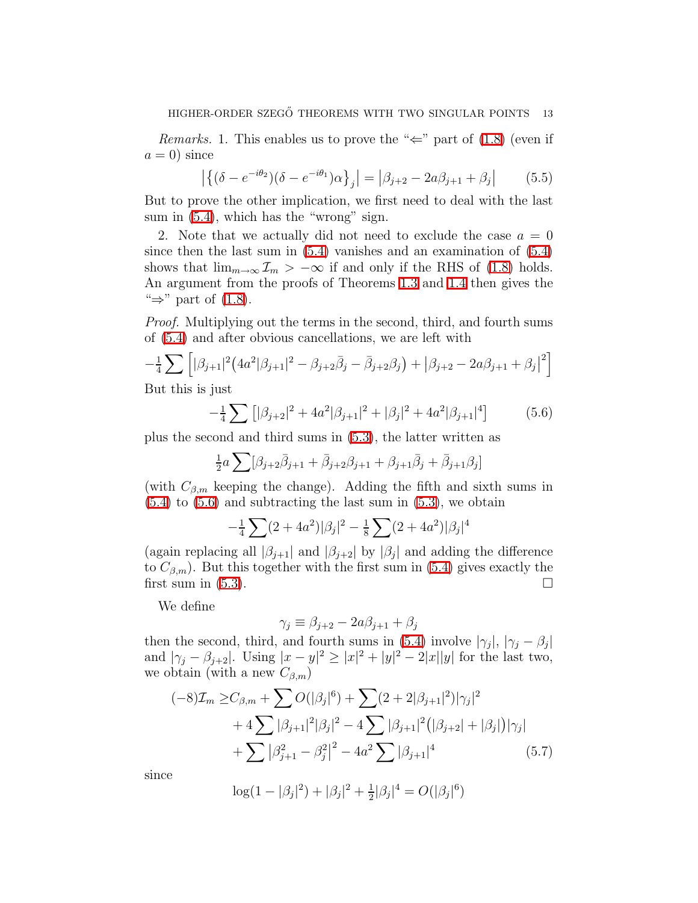*Remarks.* 1. This enables us to prove the "⇐" part of (1.8) (even if $a = 0$) since

$$\left|\left\{(\delta - e^{-i\theta_2})(\delta - e^{-i\theta_1})\alpha\right\}_j\right| = \left|\beta_{j+2} - 2a\beta_{j+1} + \beta_j\right| \tag{5.5}$$

But to prove the other implication, we first need to deal with the last sum in (5.4), which has the "wrong" sign.

2. Note that we actually did not need to exclude the case $a = 0$ since then the last sum in (5.4) vanishes and an examination of (5.4) shows that $\lim_{m\to\infty} \mathcal{I}_m > -\infty$ if and only if the RHS of (1.8) holds. An argument from the proofs of Theorems 1.3 and 1.4 then gives the "⇒" part of (1.8).

*Proof.* Multiplying out the terms in the second, third, and fourth sums of (5.4) and after obvious cancellations, we are left with

$$-\tfrac{1}{4}\sum \left[|\beta_{j+1}|^2\big(4a^2|\beta_{j+1}|^2 - \beta_{j+2}\bar\beta_j - \bar\beta_{j+2}\beta_j\big) + \left|\beta_{j+2} - 2a\beta_{j+1} + \beta_j\right|^2\right]$$

But this is just

$$-\tfrac{1}{4}\sum \left[|\beta_{j+2}|^2 + 4a^2|\beta_{j+1}|^2 + |\beta_j|^2 + 4a^2|\beta_{j+1}|^4\right] \tag{5.6}$$

plus the second and third sums in (5.3), the latter written as

$$\tfrac{1}{2}a\sum[\beta_{j+2}\bar\beta_{j+1} + \bar\beta_{j+2}\beta_{j+1} + \beta_{j+1}\bar\beta_j + \bar\beta_{j+1}\beta_j]$$

(with $C_{\beta,m}$ keeping the change). Adding the fifth and sixth sums in (5.4) to (5.6) and subtracting the last sum in (5.3), we obtain

$$-\tfrac{1}{4}\sum(2+4a^2)|\beta_j|^2 - \tfrac{1}{8}\sum(2+4a^2)|\beta_j|^4$$

(again replacing all $|\beta_{j+1}|$ and $|\beta_{j+2}|$ by $|\beta_j|$ and adding the difference to $C_{\beta,m}$). But this together with the first sum in (5.4) gives exactly the first sum in (5.3). □

We define

$$\gamma_j \equiv \beta_{j+2} - 2a\beta_{j+1} + \beta_j$$

then the second, third, and fourth sums in (5.4) involve $|\gamma_j|$, $|\gamma_j - \beta_j|$ and $|\gamma_j - \beta_{j+2}|$. Using $|x-y|^2 \ge |x|^2 + |y|^2 - 2|x||y|$ for the last two, we obtain (with a new $C_{\beta,m}$)

$$\begin{aligned}(-8)\mathcal{I}_m \ge\, & C_{\beta,m} + \sum O(|\beta_j|^6) + \sum(2 + 2|\beta_{j+1}|^2)|\gamma_j|^2 \\ & + 4\sum|\beta_{j+1}|^2|\beta_j|^2 - 4\sum|\beta_{j+1}|^2\big(|\beta_{j+2}| + |\beta_j|\big)|\gamma_j| \\ & + \sum\left|\beta_{j+1}^2 - \beta_j^2\right|^2 - 4a^2\sum|\beta_{j+1}|^4\end{aligned} \tag{5.7}$$

since

$$\log(1 - |\beta_j|^2) + |\beta_j|^2 + \tfrac{1}{2}|\beta_j|^4 = O(|\beta_j|^6)$$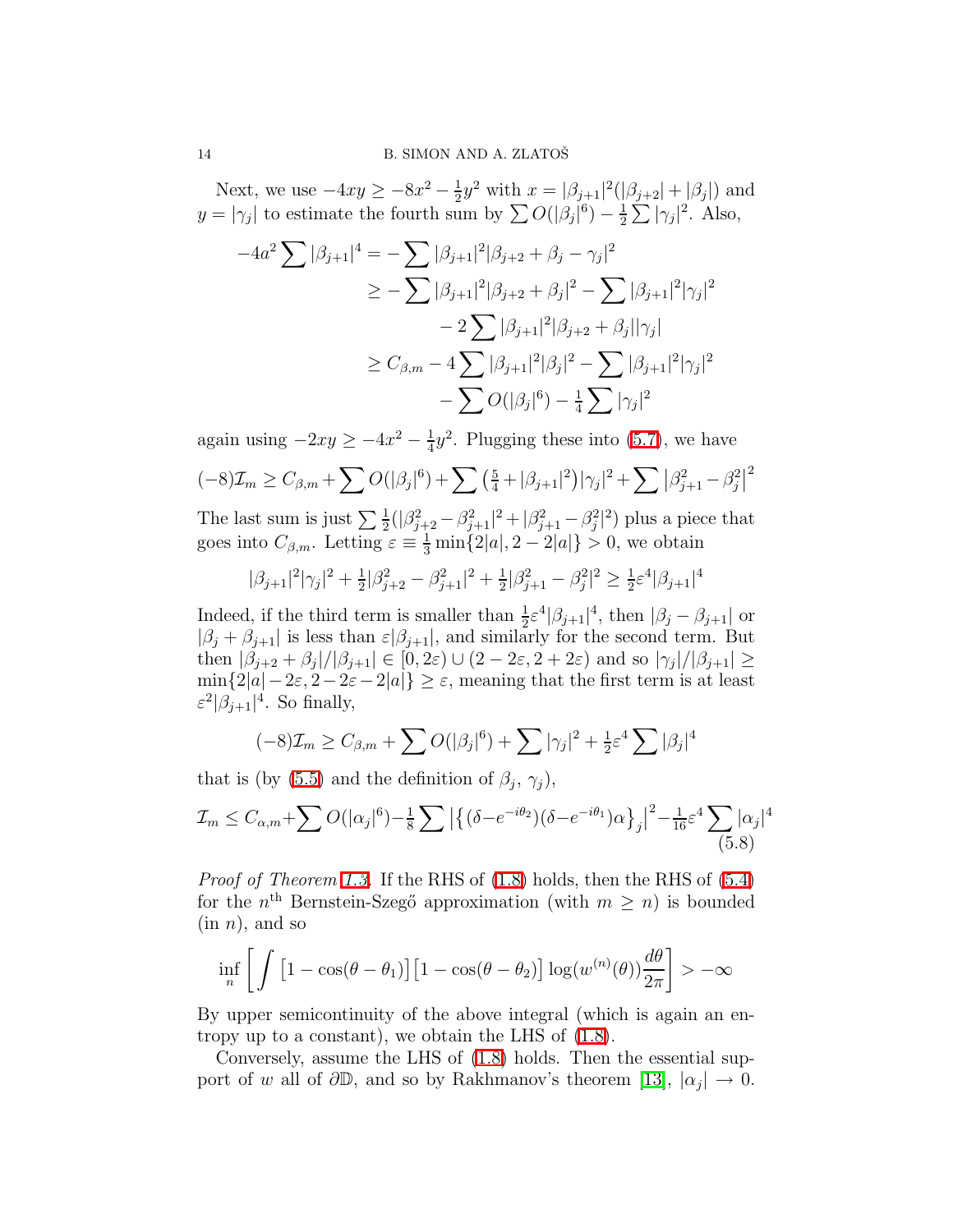Next, we use $-4xy \geq -8x^2 - \frac{1}{2}y^2$ with $x = |\beta_{j+1}|^2(|\beta_{j+2}| + |\beta_j|)$ and $y = |\gamma_j|$ to estimate the fourth sum by $\sum O(|\beta_j|^6) - \frac{1}{2}\sum |\gamma_j|^2$. Also,

$$
\begin{aligned}
-4a^2 \sum |\beta_{j+1}|^4 &= -\sum |\beta_{j+1}|^2 |\beta_{j+2} + \beta_j - \gamma_j|^2 \\
&\geq -\sum |\beta_{j+1}|^2 |\beta_{j+2} + \beta_j|^2 - \sum |\beta_{j+1}|^2 |\gamma_j|^2 \\
&\qquad - 2\sum |\beta_{j+1}|^2 |\beta_{j+2} + \beta_j||\gamma_j| \\
&\geq C_{\beta,m} - 4\sum |\beta_{j+1}|^2 |\beta_j|^2 - \sum |\beta_{j+1}|^2 |\gamma_j|^2 \\
&\qquad - \sum O(|\beta_j|^6) - \tfrac{1}{4}\sum |\gamma_j|^2
\end{aligned}
$$

again using $-2xy \geq -4x^2 - \frac{1}{4}y^2$. Plugging these into (5.7), we have

$$
(-8)\mathcal{I}_m \geq C_{\beta,m} + \sum O(|\beta_j|^6) + \sum \left(\tfrac{5}{4} + |\beta_{j+1}|^2\right)|\gamma_j|^2 + \sum \left|\beta_{j+1}^2 - \beta_j^2\right|^2
$$

The last sum is just $\sum \frac{1}{2}(|\beta_{j+2}^2 - \beta_{j+1}^2|^2 + |\beta_{j+1}^2 - \beta_j^2|^2)$ plus a piece that goes into $C_{\beta,m}$. Letting $\varepsilon \equiv \frac{1}{3}\min\{2|a|, 2-2|a|\} > 0$, we obtain

$$
|\beta_{j+1}|^2|\gamma_j|^2 + \tfrac{1}{2}|\beta_{j+2}^2 - \beta_{j+1}^2|^2 + \tfrac{1}{2}|\beta_{j+1}^2 - \beta_j^2|^2 \geq \tfrac{1}{2}\varepsilon^4 |\beta_{j+1}|^4
$$

Indeed, if the third term is smaller than $\frac{1}{2}\varepsilon^4|\beta_{j+1}|^4$, then $|\beta_j - \beta_{j+1}|$ or $|\beta_j + \beta_{j+1}|$ is less than $\varepsilon|\beta_{j+1}|$, and similarly for the second term. But then $|\beta_{j+2} + \beta_j|/|\beta_{j+1}| \in [0, 2\varepsilon) \cup (2-2\varepsilon, 2+2\varepsilon)$ and so $|\gamma_j|/|\beta_{j+1}| \geq \min\{2|a| - 2\varepsilon, 2 - 2\varepsilon - 2|a|\} \geq \varepsilon$, meaning that the first term is at least $\varepsilon^2|\beta_{j+1}|^4$. So finally,

$$
(-8)\mathcal{I}_m \geq C_{\beta,m} + \sum O(|\beta_j|^6) + \sum |\gamma_j|^2 + \tfrac{1}{2}\varepsilon^4 \sum |\beta_j|^4
$$

that is (by (5.5) and the definition of $\beta_j$, $\gamma_j$),

$$
\mathcal{I}_m \leq C_{\alpha,m} + \sum O(|\alpha_j|^6) - \tfrac{1}{8}\sum \left|\left\{(\delta - e^{-i\theta_2})(\delta - e^{-i\theta_1})\alpha\right\}_j\right|^2 - \tfrac{1}{16}\varepsilon^4 \sum |\alpha_j|^4 \tag{5.8}
$$

*Proof of Theorem 1.3.* If the RHS of (1.8) holds, then the RHS of (5.4) for the $n^{\text{th}}$ Bernstein-Szegő approximation (with $m \geq n$) is bounded (in $n$), and so

$$
\inf_n \left[ \int \left[1 - \cos(\theta - \theta_1)\right]\left[1 - \cos(\theta - \theta_2)\right] \log(w^{(n)}(\theta)) \frac{d\theta}{2\pi} \right] > -\infty
$$

By upper semicontinuity of the above integral (which is again an entropy up to a constant), we obtain the LHS of (1.8).

Conversely, assume the LHS of (1.8) holds. Then the essential support of $w$ all of $\partial\mathbb{D}$, and so by Rakhmanov's theorem [13], $|\alpha_j| \to 0$.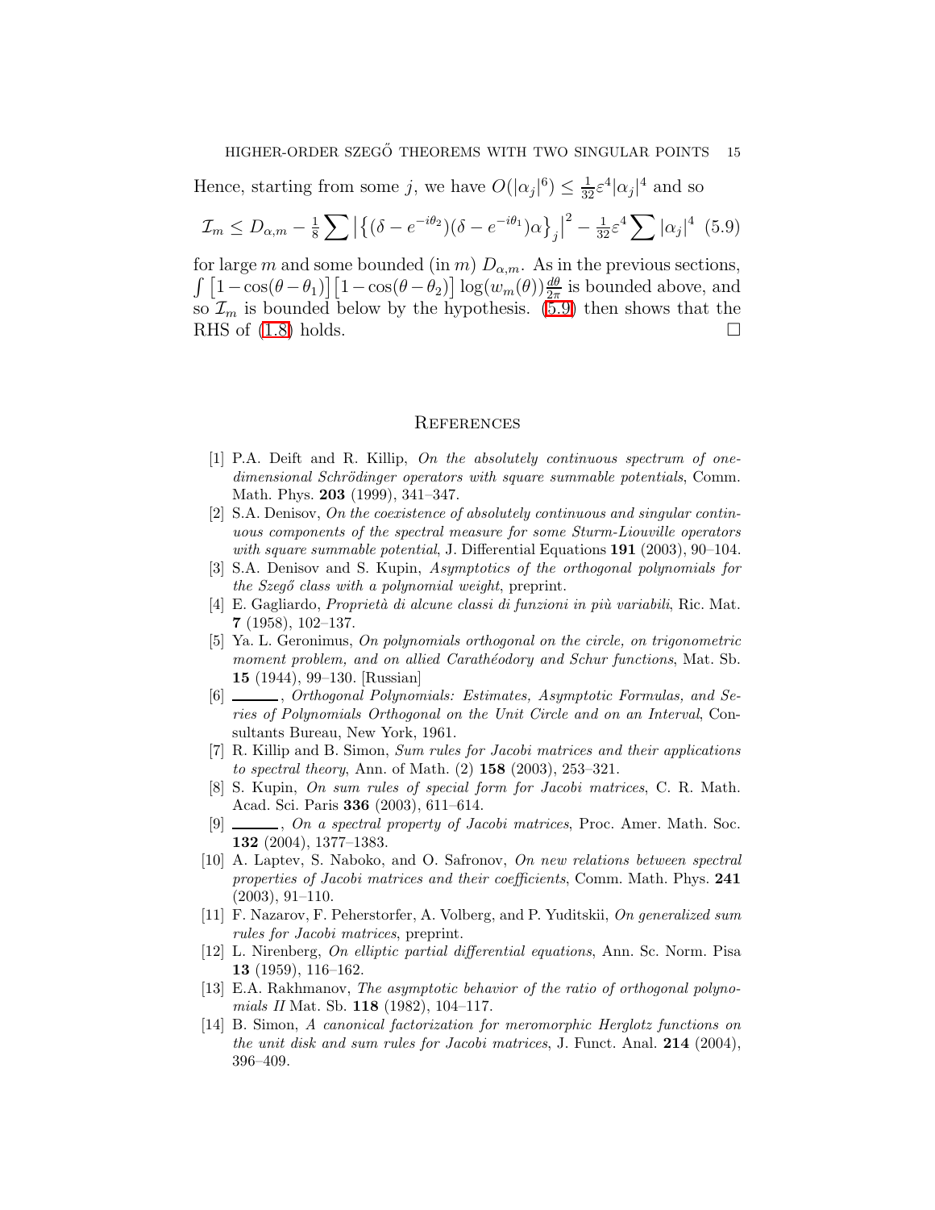Hence, starting from some $j$, we have $O(|\alpha_j|^6) \leq \frac{1}{32}\varepsilon^4|\alpha_j|^4$ and so

$$\mathcal{I}_m \leq D_{\alpha,m} - \tfrac{1}{8}\sum \left|\left\{(\delta - e^{-i\theta_2})(\delta - e^{-i\theta_1})\alpha\right\}_j\right|^2 - \tfrac{1}{32}\varepsilon^4 \sum |\alpha_j|^4 \quad (5.9)$$

for large $m$ and some bounded (in $m$) $D_{\alpha,m}$. As in the previous sections, $\int \left[1 - \cos(\theta - \theta_1)\right]\left[1 - \cos(\theta - \theta_2)\right] \log(w_m(\theta))\frac{d\theta}{2\pi}$ is bounded above, and so $\mathcal{I}_m$ is bounded below by the hypothesis. (5.9) then shows that the RHS of (1.8) holds. $\square$

## References

[1] P.A. Deift and R. Killip, *On the absolutely continuous spectrum of one-dimensional Schrödinger operators with square summable potentials*, Comm. Math. Phys. **203** (1999), 341–347.

[2] S.A. Denisov, *On the coexistence of absolutely continuous and singular continuous components of the spectral measure for some Sturm-Liouville operators with square summable potential*, J. Differential Equations **191** (2003), 90–104.

[3] S.A. Denisov and S. Kupin, *Asymptotics of the orthogonal polynomials for the Szegő class with a polynomial weight*, preprint.

[4] E. Gagliardo, *Proprietà di alcune classi di funzioni in più variabili*, Ric. Mat. **7** (1958), 102–137.

[5] Ya. L. Geronimus, *On polynomials orthogonal on the circle, on trigonometric moment problem, and on allied Carathéodory and Schur functions*, Mat. Sb. **15** (1944), 99–130. [Russian]

[6] ———, *Orthogonal Polynomials: Estimates, Asymptotic Formulas, and Series of Polynomials Orthogonal on the Unit Circle and on an Interval*, Consultants Bureau, New York, 1961.

[7] R. Killip and B. Simon, *Sum rules for Jacobi matrices and their applications to spectral theory*, Ann. of Math. (2) **158** (2003), 253–321.

[8] S. Kupin, *On sum rules of special form for Jacobi matrices*, C. R. Math. Acad. Sci. Paris **336** (2003), 611–614.

[9] ———, *On a spectral property of Jacobi matrices*, Proc. Amer. Math. Soc. **132** (2004), 1377–1383.

[10] A. Laptev, S. Naboko, and O. Safronov, *On new relations between spectral properties of Jacobi matrices and their coefficients*, Comm. Math. Phys. **241** (2003), 91–110.

[11] F. Nazarov, F. Peherstorfer, A. Volberg, and P. Yuditskii, *On generalized sum rules for Jacobi matrices*, preprint.

[12] L. Nirenberg, *On elliptic partial differential equations*, Ann. Sc. Norm. Pisa **13** (1959), 116–162.

[13] E.A. Rakhmanov, *The asymptotic behavior of the ratio of orthogonal polynomials II* Mat. Sb. **118** (1982), 104–117.

[14] B. Simon, *A canonical factorization for meromorphic Herglotz functions on the unit disk and sum rules for Jacobi matrices*, J. Funct. Anal. **214** (2004), 396–409.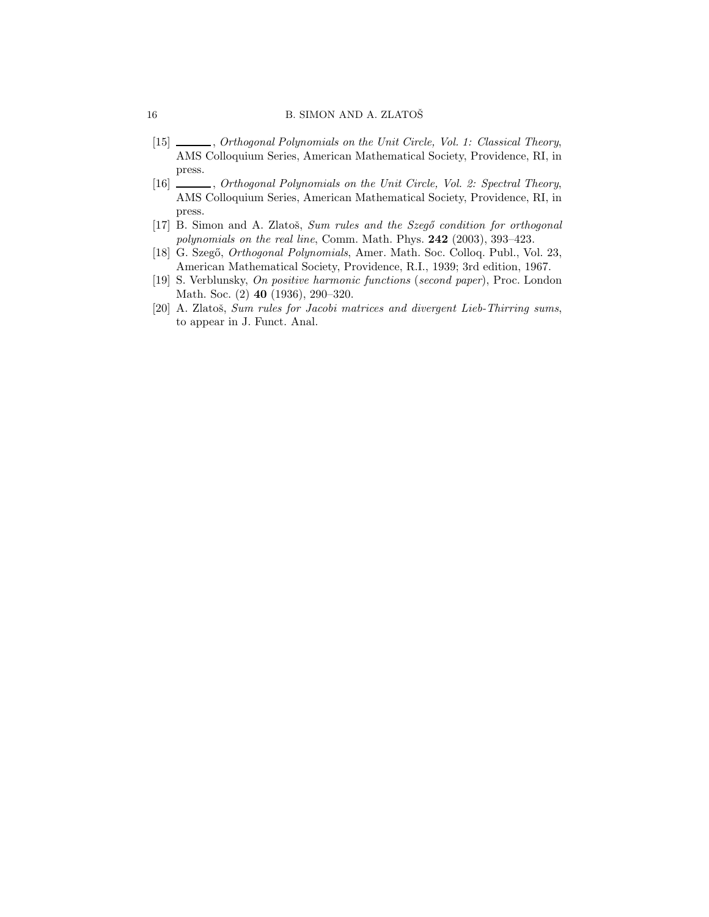[15] ———, *Orthogonal Polynomials on the Unit Circle, Vol. 1: Classical Theory*, AMS Colloquium Series, American Mathematical Society, Providence, RI, in press.

[16] ———, *Orthogonal Polynomials on the Unit Circle, Vol. 2: Spectral Theory*, AMS Colloquium Series, American Mathematical Society, Providence, RI, in press.

[17] B. Simon and A. Zlatoš, *Sum rules and the Szegő condition for orthogonal polynomials on the real line*, Comm. Math. Phys. **242** (2003), 393–423.

[18] G. Szegő, *Orthogonal Polynomials*, Amer. Math. Soc. Colloq. Publ., Vol. 23, American Mathematical Society, Providence, R.I., 1939; 3rd edition, 1967.

[19] S. Verblunsky, *On positive harmonic functions* (*second paper*), Proc. London Math. Soc. (2) **40** (1936), 290–320.

[20] A. Zlatoš, *Sum rules for Jacobi matrices and divergent Lieb-Thirring sums*, to appear in J. Funct. Anal.